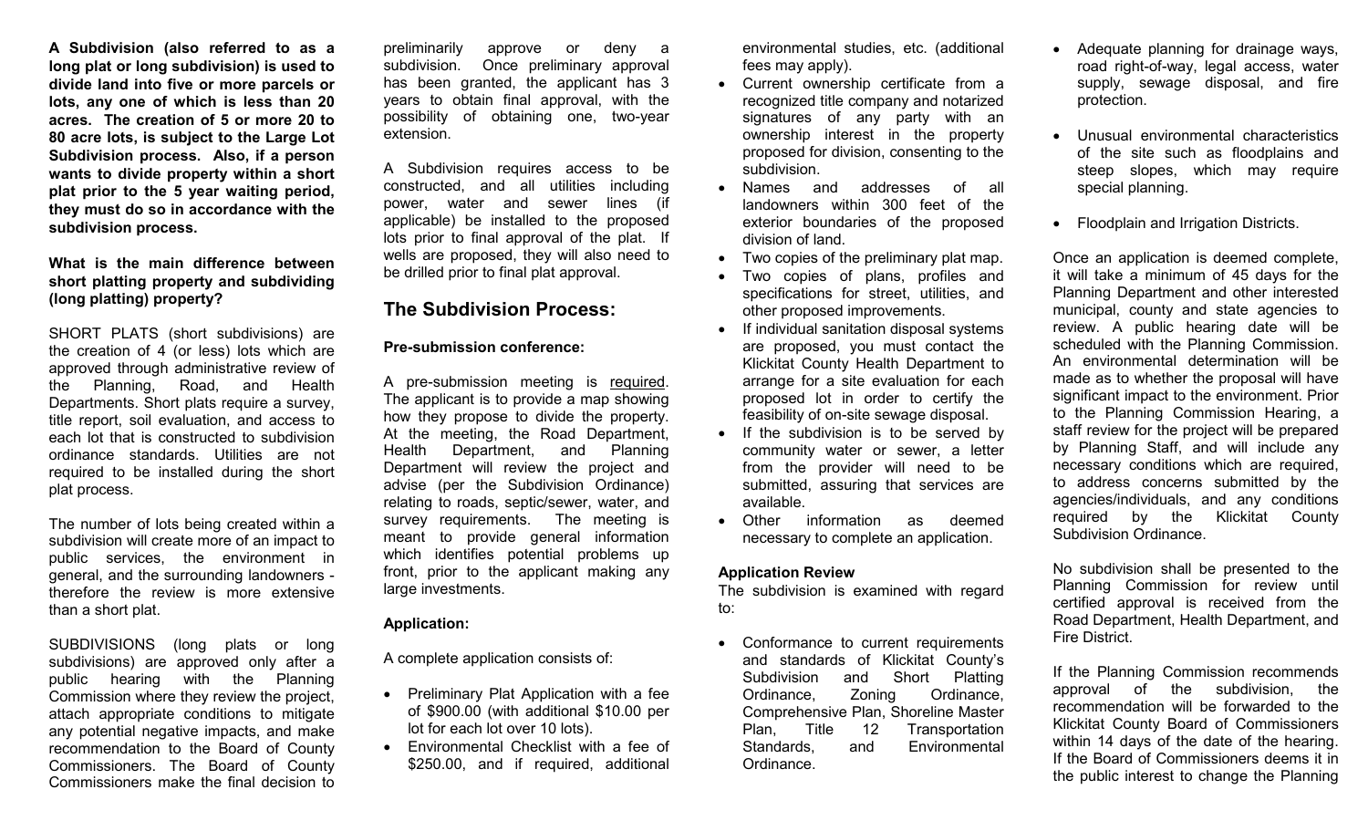**A Subdivision (also referred to as a long plat or long subdivision) is used to divide land into five or more parcels or lots, any one of which is less than 20 acres. The creation of 5 or more 20 to 80 acre lots, is subject to the Large Lot Subdivision process. Also, if a person wants to divide property within a short plat prior to the 5 year waiting period, they must do so in accordance with the subdivision process.**

**What is the main difference between short platting property and subdividing (long platting) property?**

SHORT PLATS (short subdivisions) are the creation of 4 (or less) lots which are approved through administrative review of the Planning, Road, and Health Departments. Short plats require a survey, title report, soil evaluation, and access to each lot that is constructed to subdivision ordinance standards. Utilities are not required to be installed during the short plat process.

The number of lots being created within a subdivision will create more of an impact to public services, the environment in general, and the surrounding landowners - therefore the review is more extensive than a short plat.

SUBDIVISIONS (long plats or long subdivisions) are approved only after a public hearing with the Planning Commission where they review the project, attach appropriate conditions to mitigate any potential negative impacts, and make recommendation to the Board of County Commissioners. The Board of County Commissioners make the final decision to preliminarily approve or deny a subdivision. Once preliminary approval has been granted, the applicant has 3 years to obtain final approval, with the possibility of obtaining one, two-year extension.

A Subdivision requires access to be constructed, and all utilities including power, water and sewer lines (if applicable) be installed to the proposed lots prior to final approval of the plat. If wells are proposed, they will also need to be drilled prior to final plat approval.

## The Subdivision Process:

**Pre-submission conference:**

A pre-submission meeting is required. The applicant is to provide a map showing how they propose to divide the property. At the meeting, the Road Department, Health Department, and Planning Department will review the project and advise (per the Subdivision Ordinance) relating to roads, septic/sewer, water, and survey requirements. The meeting is meant to provide general information which identifies potential problems up front, prior to the applicant making any large investments.

**Application:**

A complete application consists of:

- Preliminary Plat Application with a fee of $900.00 (with additional $10.00 per lot for each lot over 10 lots).
- Environmental Checklist with a fee of $250.00, and if required, additional environmental studies, etc. (additional fees may apply).
- Current ownership certificate from a recognized title company and notarized signatures of any party with an ownership interest in the property proposed for division, consenting to the subdivision.
- Names and addresses of all landowners within 300 feet of the exterior boundaries of the proposed division of land.
- Two copies of the preliminary plat map.
- Two copies of plans, profiles and specifications for street, utilities, and other proposed improvements.
- If individual sanitation disposal systems are proposed, you must contact the Klickitat County Health Department to arrange for a site evaluation for each proposed lot in order to certify the feasibility of on-site sewage disposal.
- If the subdivision is to be served by community water or sewer, a letter from the provider will need to be submitted, assuring that services are available.
- Other information as deemed necessary to complete an application.

**Application Review**

The subdivision is examined with regard to:

- Conformance to current requirements and standards of Klickitat County's Subdivision and Short Platting Ordinance, Zoning Ordinance, Comprehensive Plan, Shoreline Master Plan, Title 12 Transportation Standards, and Environmental Ordinance.
- Adequate planning for drainage ways, road right-of-way, legal access, water supply, sewage disposal, and fire protection.
- Unusual environmental characteristics of the site such as floodplains and steep slopes, which may require special planning.
- Floodplain and Irrigation Districts.

Once an application is deemed complete, it will take a minimum of 45 days for the Planning Department and other interested municipal, county and state agencies to review. A public hearing date will be scheduled with the Planning Commission. An environmental determination will be made as to whether the proposal will have significant impact to the environment. Prior to the Planning Commission Hearing, a staff review for the project will be prepared by Planning Staff, and will include any necessary conditions which are required, to address concerns submitted by the agencies/individuals, and any conditions required by the Klickitat County Subdivision Ordinance.

No subdivision shall be presented to the Planning Commission for review until certified approval is received from the Road Department, Health Department, and Fire District.

If the Planning Commission recommends approval of the subdivision, the recommendation will be forwarded to the Klickitat County Board of Commissioners within 14 days of the date of the hearing. If the Board of Commissioners deems it in the public interest to change the Planning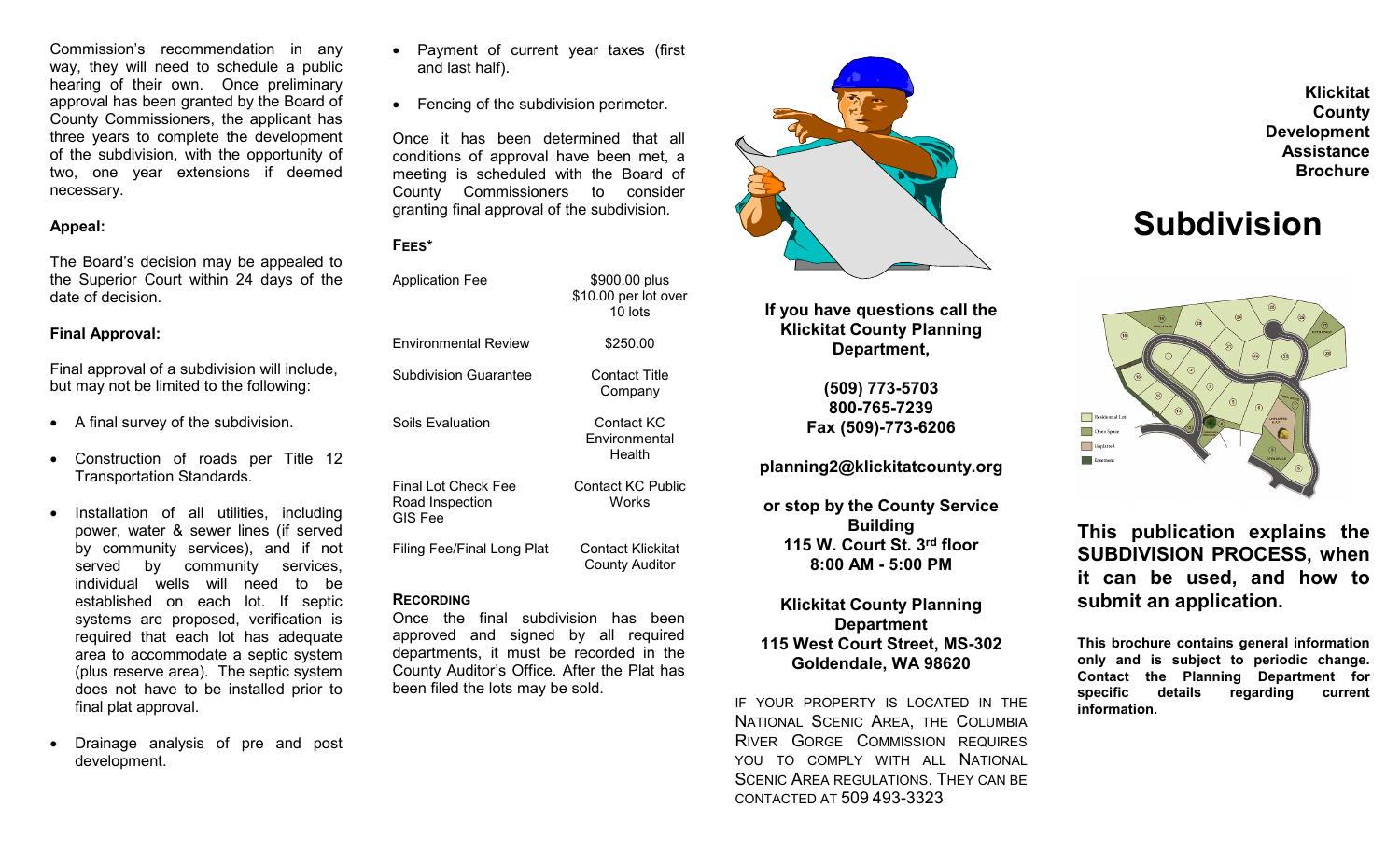Commission's recommendation in any way, they will need to schedule a public hearing of their own. Once preliminary approval has been granted by the Board of County Commissioners, the applicant has three years to complete the development of the subdivision, with the opportunity of two, one year extensions if deemed necessary.

**Appeal:**

The Board's decision may be appealed to the Superior Court within 24 days of the date of decision.

**Final Approval:**

Final approval of a subdivision will include, but may not be limited to the following:

- A final survey of the subdivision.
- Construction of roads per Title 12 Transportation Standards.
- Installation of all utilities, including power, water & sewer lines (if served by community services), and if not served by community services, individual wells will need to be established on each lot. If septic systems are proposed, verification is required that each lot has adequate area to accommodate a septic system (plus reserve area). The septic system does not have to be installed prior to final plat approval.
- Drainage analysis of pre and post development.
- Payment of current year taxes (first and last half).
- Fencing of the subdivision perimeter.

Once it has been determined that all conditions of approval have been met, a meeting is scheduled with the Board of County Commissioners to consider granting final approval of the subdivision.

**FEES***

| | |
|---|---|
| Application Fee | $900.00 plus $10.00 per lot over 10 lots |
| Environmental Review | $250.00 |
| Subdivision Guarantee | Contact Title Company |
| Soils Evaluation | Contact KC Environmental Health |
| Final Lot Check Fee<br>Road Inspection<br>GIS Fee | Contact KC Public Works |
| Filing Fee/Final Long Plat | Contact Klickitat County Auditor |

**RECORDING**

Once the final subdivision has been approved and signed by all required departments, it must be recorded in the County Auditor's Office. After the Plat has been filed the lots may be sold.

**If you have questions call the Klickitat County Planning Department,**

**(509) 773-5703**
**800-765-7239**
**Fax (509)-773-6206**

**planning2@klickitatcounty.org**

**or stop by the County Service Building**
**115 W. Court St. 3rd floor**
**8:00 AM - 5:00 PM**

**Klickitat County Planning Department**
**115 West Court Street, MS-302**
**Goldendale, WA 98620**

IF YOUR PROPERTY IS LOCATED IN THE NATIONAL SCENIC AREA, THE COLUMBIA RIVER GORGE COMMISSION REQUIRES YOU TO COMPLY WITH ALL NATIONAL SCENIC AREA REGULATIONS. THEY CAN BE CONTACTED AT 509 493-3323

**Klickitat County Development Assistance Brochure**

# Subdivision

Residential Lot
Open Space
Unplatted
Easement

**This publication explains the SUBDIVISION PROCESS, when it can be used, and how to submit an application.**

**This brochure contains general information only and is subject to periodic change. Contact the Planning Department for specific details regarding current information.**